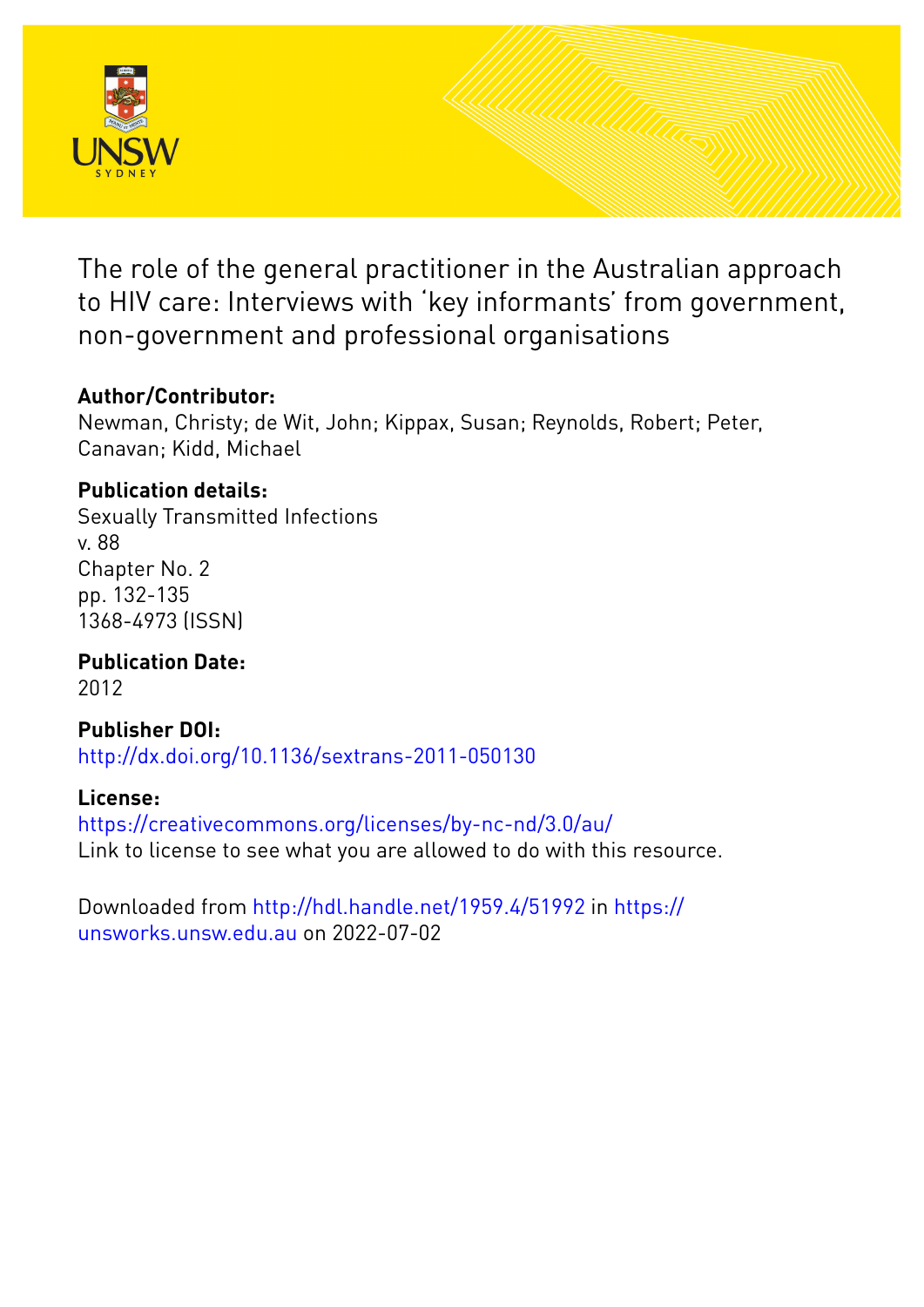# The role of the general practitioner in the Australian approach to HIV care: Interviews with 'key informants' from government, non-government and professional organisations

## Author/Contributor:

Newman, Christy; de Wit, John; Kippax, Susan; Reynolds, Robert; Peter, Canavan; Kidd, Michael

## Publication details:

Sexually Transmitted Infections
v. 88
Chapter No. 2
pp. 132-135
1368-4973 (ISSN)

## Publication Date:

2012

## Publisher DOI:

http://dx.doi.org/10.1136/sextrans-2011-050130

## License:

https://creativecommons.org/licenses/by-nc-nd/3.0/au/
Link to license to see what you are allowed to do with this resource.

Downloaded from http://hdl.handle.net/1959.4/51992 in https://unsworks.unsw.edu.au on 2022-07-02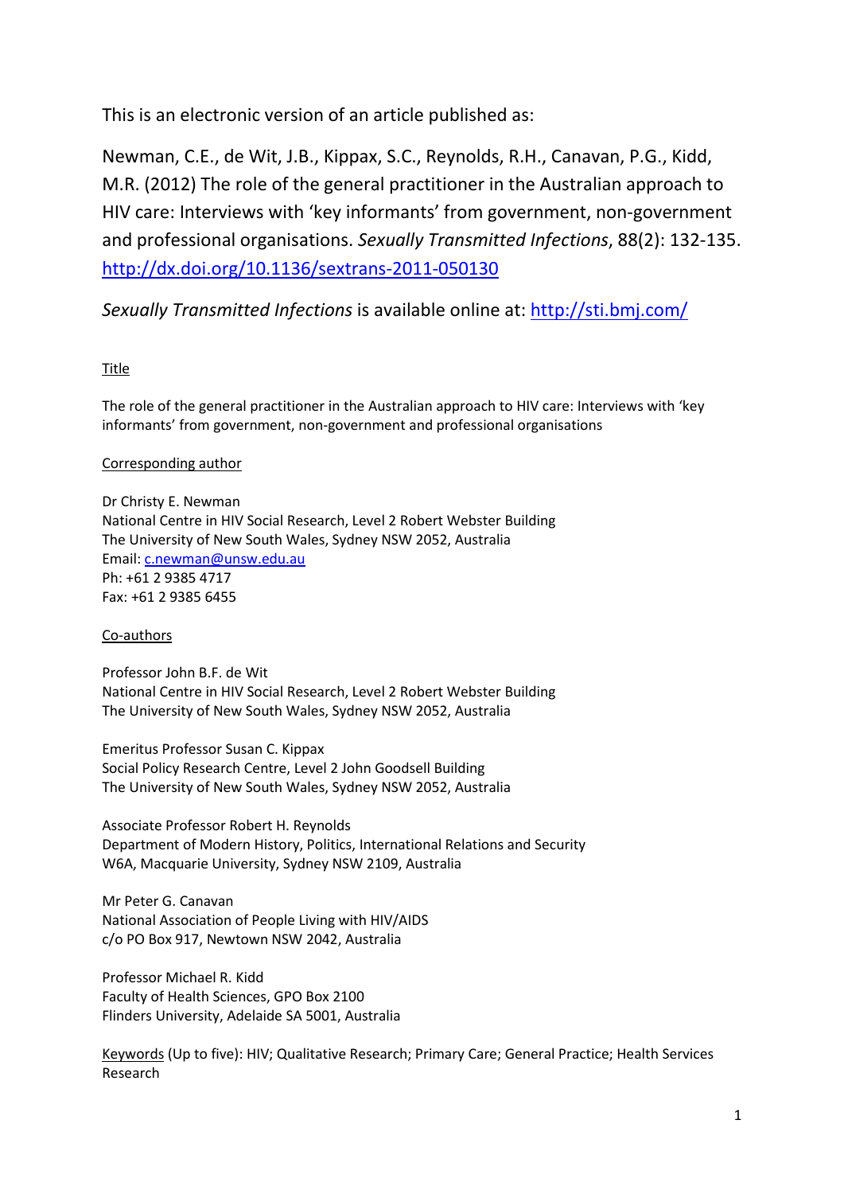This is an electronic version of an article published as:

Newman, C.E., de Wit, J.B., Kippax, S.C., Reynolds, R.H., Canavan, P.G., Kidd, M.R. (2012) The role of the general practitioner in the Australian approach to HIV care: Interviews with 'key informants' from government, non-government and professional organisations. *Sexually Transmitted Infections*, 88(2): 132-135. [http://dx.doi.org/10.1136/sextrans-2011-050130](http://dx.doi.org/10.1136/sextrans-2011-050130)

*Sexually Transmitted Infections* is available online at: [http://sti.bmj.com/](http://sti.bmj.com/)

Title

The role of the general practitioner in the Australian approach to HIV care: Interviews with 'key informants' from government, non-government and professional organisations

Corresponding author

Dr Christy E. Newman
National Centre in HIV Social Research, Level 2 Robert Webster Building
The University of New South Wales, Sydney NSW 2052, Australia
Email: c.newman@unsw.edu.au
Ph: +61 2 9385 4717
Fax: +61 2 9385 6455

Co-authors

Professor John B.F. de Wit
National Centre in HIV Social Research, Level 2 Robert Webster Building
The University of New South Wales, Sydney NSW 2052, Australia

Emeritus Professor Susan C. Kippax
Social Policy Research Centre, Level 2 John Goodsell Building
The University of New South Wales, Sydney NSW 2052, Australia

Associate Professor Robert H. Reynolds
Department of Modern History, Politics, International Relations and Security
W6A, Macquarie University, Sydney NSW 2109, Australia

Mr Peter G. Canavan
National Association of People Living with HIV/AIDS
c/o PO Box 917, Newtown NSW 2042, Australia

Professor Michael R. Kidd
Faculty of Health Sciences, GPO Box 2100
Flinders University, Adelaide SA 5001, Australia

Keywords (Up to five): HIV; Qualitative Research; Primary Care; General Practice; Health Services Research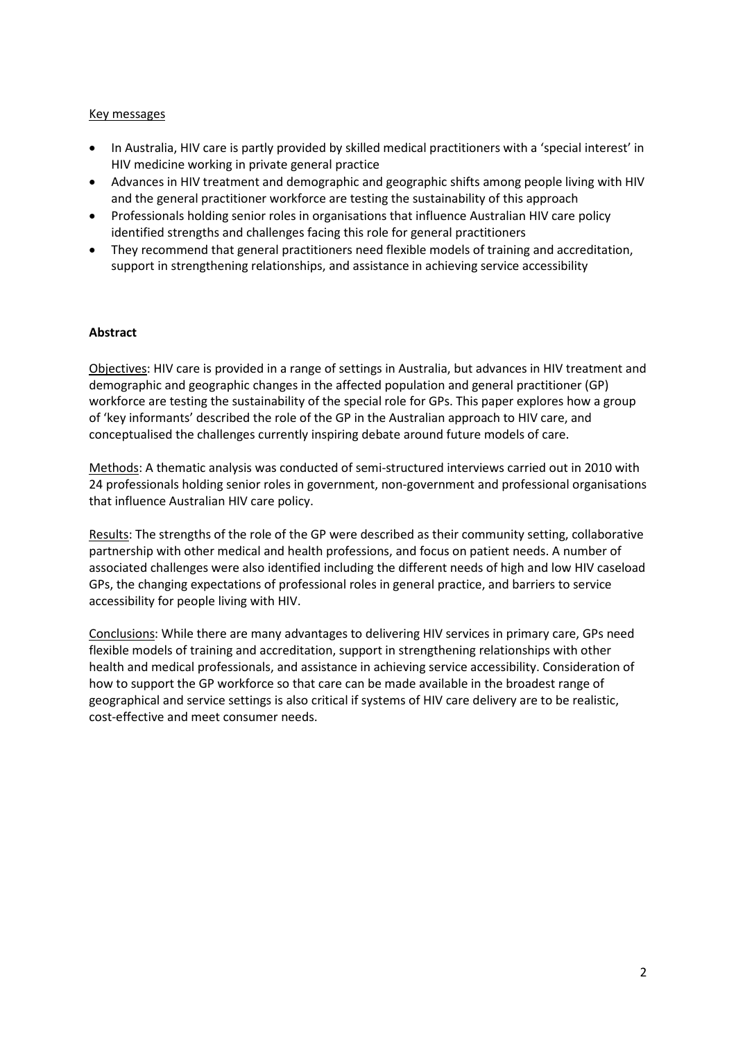Key messages

- In Australia, HIV care is partly provided by skilled medical practitioners with a 'special interest' in HIV medicine working in private general practice
- Advances in HIV treatment and demographic and geographic shifts among people living with HIV and the general practitioner workforce are testing the sustainability of this approach
- Professionals holding senior roles in organisations that influence Australian HIV care policy identified strengths and challenges facing this role for general practitioners
- They recommend that general practitioners need flexible models of training and accreditation, support in strengthening relationships, and assistance in achieving service accessibility

**Abstract**

Objectives: HIV care is provided in a range of settings in Australia, but advances in HIV treatment and demographic and geographic changes in the affected population and general practitioner (GP) workforce are testing the sustainability of the special role for GPs. This paper explores how a group of 'key informants' described the role of the GP in the Australian approach to HIV care, and conceptualised the challenges currently inspiring debate around future models of care.

Methods: A thematic analysis was conducted of semi-structured interviews carried out in 2010 with 24 professionals holding senior roles in government, non-government and professional organisations that influence Australian HIV care policy.

Results: The strengths of the role of the GP were described as their community setting, collaborative partnership with other medical and health professions, and focus on patient needs. A number of associated challenges were also identified including the different needs of high and low HIV caseload GPs, the changing expectations of professional roles in general practice, and barriers to service accessibility for people living with HIV.

Conclusions: While there are many advantages to delivering HIV services in primary care, GPs need flexible models of training and accreditation, support in strengthening relationships with other health and medical professionals, and assistance in achieving service accessibility. Consideration of how to support the GP workforce so that care can be made available in the broadest range of geographical and service settings is also critical if systems of HIV care delivery are to be realistic, cost-effective and meet consumer needs.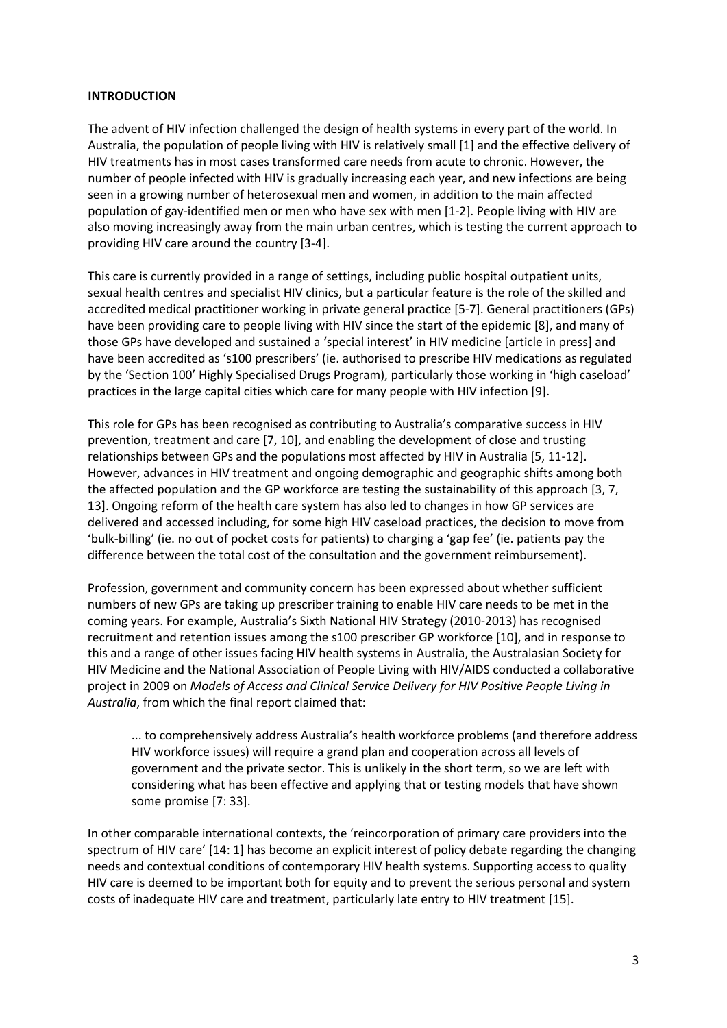**INTRODUCTION**

The advent of HIV infection challenged the design of health systems in every part of the world. In Australia, the population of people living with HIV is relatively small [1] and the effective delivery of HIV treatments has in most cases transformed care needs from acute to chronic. However, the number of people infected with HIV is gradually increasing each year, and new infections are being seen in a growing number of heterosexual men and women, in addition to the main affected population of gay-identified men or men who have sex with men [1-2]. People living with HIV are also moving increasingly away from the main urban centres, which is testing the current approach to providing HIV care around the country [3-4].

This care is currently provided in a range of settings, including public hospital outpatient units, sexual health centres and specialist HIV clinics, but a particular feature is the role of the skilled and accredited medical practitioner working in private general practice [5-7]. General practitioners (GPs) have been providing care to people living with HIV since the start of the epidemic [8], and many of those GPs have developed and sustained a 'special interest' in HIV medicine [article in press] and have been accredited as 's100 prescribers' (ie. authorised to prescribe HIV medications as regulated by the 'Section 100' Highly Specialised Drugs Program), particularly those working in 'high caseload' practices in the large capital cities which care for many people with HIV infection [9].

This role for GPs has been recognised as contributing to Australia's comparative success in HIV prevention, treatment and care [7, 10], and enabling the development of close and trusting relationships between GPs and the populations most affected by HIV in Australia [5, 11-12]. However, advances in HIV treatment and ongoing demographic and geographic shifts among both the affected population and the GP workforce are testing the sustainability of this approach [3, 7, 13]. Ongoing reform of the health care system has also led to changes in how GP services are delivered and accessed including, for some high HIV caseload practices, the decision to move from 'bulk-billing' (ie. no out of pocket costs for patients) to charging a 'gap fee' (ie. patients pay the difference between the total cost of the consultation and the government reimbursement).

Profession, government and community concern has been expressed about whether sufficient numbers of new GPs are taking up prescriber training to enable HIV care needs to be met in the coming years. For example, Australia's Sixth National HIV Strategy (2010-2013) has recognised recruitment and retention issues among the s100 prescriber GP workforce [10], and in response to this and a range of other issues facing HIV health systems in Australia, the Australasian Society for HIV Medicine and the National Association of People Living with HIV/AIDS conducted a collaborative project in 2009 on *Models of Access and Clinical Service Delivery for HIV Positive People Living in Australia*, from which the final report claimed that:

> ... to comprehensively address Australia's health workforce problems (and therefore address HIV workforce issues) will require a grand plan and cooperation across all levels of government and the private sector. This is unlikely in the short term, so we are left with considering what has been effective and applying that or testing models that have shown some promise [7: 33].

In other comparable international contexts, the 'reincorporation of primary care providers into the spectrum of HIV care' [14: 1] has become an explicit interest of policy debate regarding the changing needs and contextual conditions of contemporary HIV health systems. Supporting access to quality HIV care is deemed to be important both for equity and to prevent the serious personal and system costs of inadequate HIV care and treatment, particularly late entry to HIV treatment [15].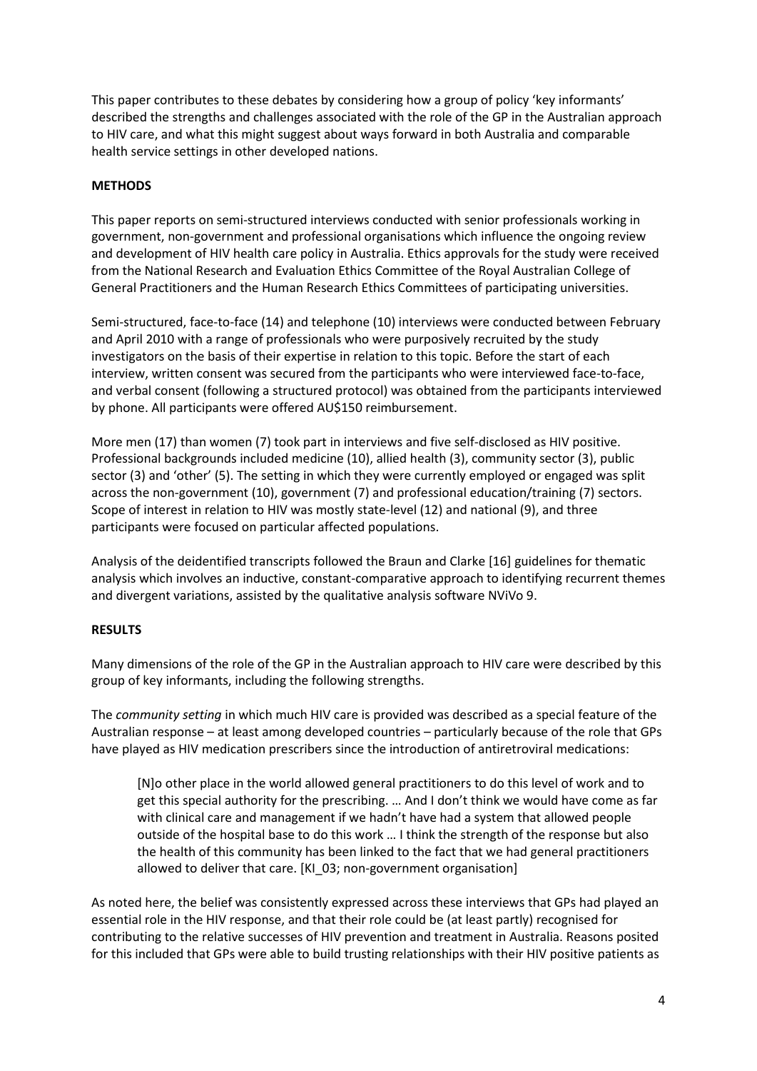This paper contributes to these debates by considering how a group of policy 'key informants' described the strengths and challenges associated with the role of the GP in the Australian approach to HIV care, and what this might suggest about ways forward in both Australia and comparable health service settings in other developed nations.

## METHODS

This paper reports on semi-structured interviews conducted with senior professionals working in government, non-government and professional organisations which influence the ongoing review and development of HIV health care policy in Australia. Ethics approvals for the study were received from the National Research and Evaluation Ethics Committee of the Royal Australian College of General Practitioners and the Human Research Ethics Committees of participating universities.

Semi-structured, face-to-face (14) and telephone (10) interviews were conducted between February and April 2010 with a range of professionals who were purposively recruited by the study investigators on the basis of their expertise in relation to this topic. Before the start of each interview, written consent was secured from the participants who were interviewed face-to-face, and verbal consent (following a structured protocol) was obtained from the participants interviewed by phone. All participants were offered AU$150 reimbursement.

More men (17) than women (7) took part in interviews and five self-disclosed as HIV positive. Professional backgrounds included medicine (10), allied health (3), community sector (3), public sector (3) and 'other' (5). The setting in which they were currently employed or engaged was split across the non-government (10), government (7) and professional education/training (7) sectors. Scope of interest in relation to HIV was mostly state-level (12) and national (9), and three participants were focused on particular affected populations.

Analysis of the deidentified transcripts followed the Braun and Clarke [16] guidelines for thematic analysis which involves an inductive, constant-comparative approach to identifying recurrent themes and divergent variations, assisted by the qualitative analysis software NViVo 9.

## RESULTS

Many dimensions of the role of the GP in the Australian approach to HIV care were described by this group of key informants, including the following strengths.

The *community setting* in which much HIV care is provided was described as a special feature of the Australian response – at least among developed countries – particularly because of the role that GPs have played as HIV medication prescribers since the introduction of antiretroviral medications:

> [N]o other place in the world allowed general practitioners to do this level of work and to get this special authority for the prescribing. … And I don't think we would have come as far with clinical care and management if we hadn't have had a system that allowed people outside of the hospital base to do this work … I think the strength of the response but also the health of this community has been linked to the fact that we had general practitioners allowed to deliver that care. [KI_03; non-government organisation]

As noted here, the belief was consistently expressed across these interviews that GPs had played an essential role in the HIV response, and that their role could be (at least partly) recognised for contributing to the relative successes of HIV prevention and treatment in Australia. Reasons posited for this included that GPs were able to build trusting relationships with their HIV positive patients as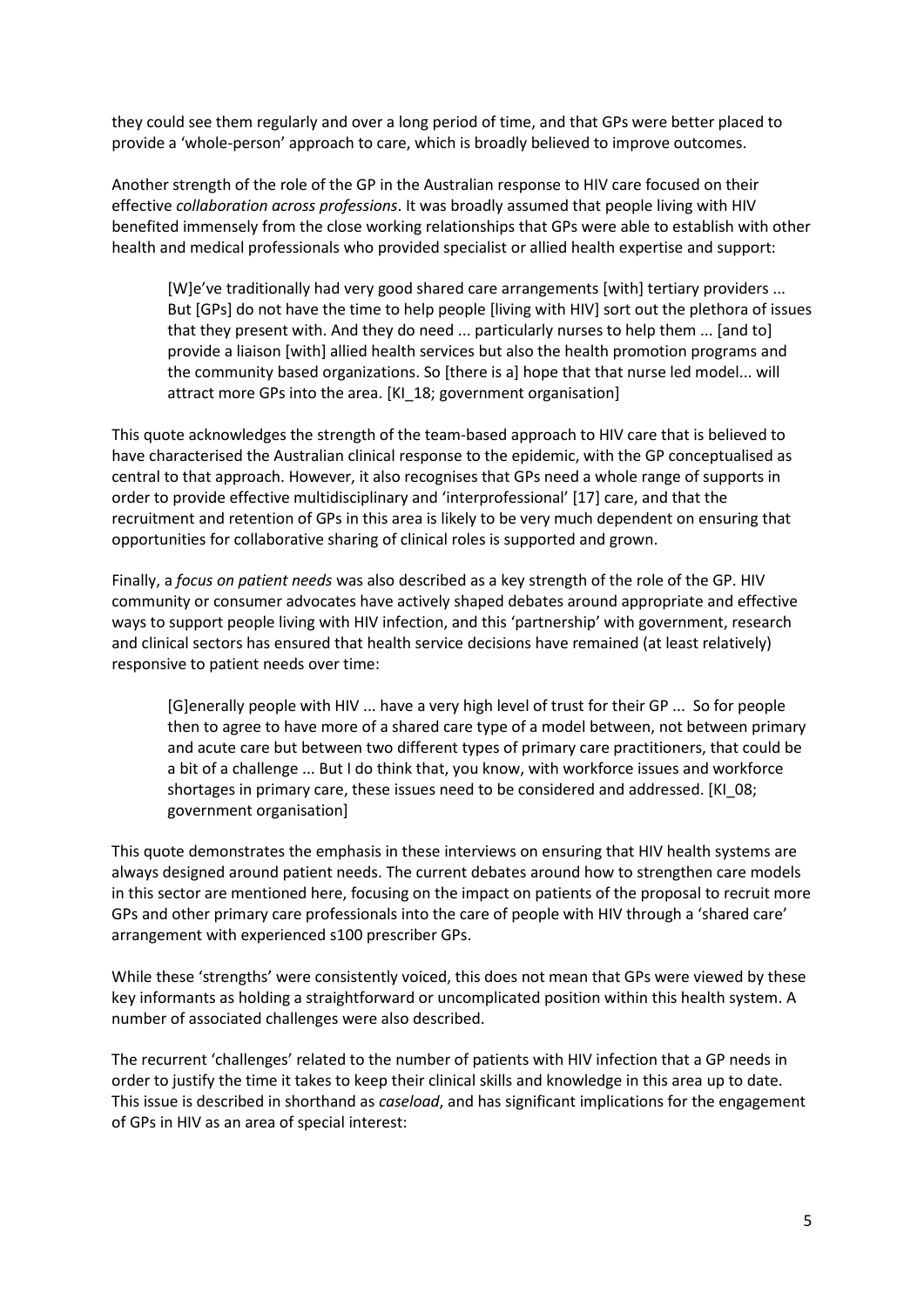they could see them regularly and over a long period of time, and that GPs were better placed to provide a 'whole-person' approach to care, which is broadly believed to improve outcomes.

Another strength of the role of the GP in the Australian response to HIV care focused on their effective *collaboration across professions*. It was broadly assumed that people living with HIV benefited immensely from the close working relationships that GPs were able to establish with other health and medical professionals who provided specialist or allied health expertise and support:

> [W]e've traditionally had very good shared care arrangements [with] tertiary providers ... But [GPs] do not have the time to help people [living with HIV] sort out the plethora of issues that they present with. And they do need ... particularly nurses to help them ... [and to] provide a liaison [with] allied health services but also the health promotion programs and the community based organizations. So [there is a] hope that that nurse led model... will attract more GPs into the area. [KI_18; government organisation]

This quote acknowledges the strength of the team-based approach to HIV care that is believed to have characterised the Australian clinical response to the epidemic, with the GP conceptualised as central to that approach. However, it also recognises that GPs need a whole range of supports in order to provide effective multidisciplinary and 'interprofessional' [17] care, and that the recruitment and retention of GPs in this area is likely to be very much dependent on ensuring that opportunities for collaborative sharing of clinical roles is supported and grown.

Finally, a *focus on patient needs* was also described as a key strength of the role of the GP. HIV community or consumer advocates have actively shaped debates around appropriate and effective ways to support people living with HIV infection, and this 'partnership' with government, research and clinical sectors has ensured that health service decisions have remained (at least relatively) responsive to patient needs over time:

> [G]enerally people with HIV ... have a very high level of trust for their GP ... So for people then to agree to have more of a shared care type of a model between, not between primary and acute care but between two different types of primary care practitioners, that could be a bit of a challenge ... But I do think that, you know, with workforce issues and workforce shortages in primary care, these issues need to be considered and addressed. [KI_08; government organisation]

This quote demonstrates the emphasis in these interviews on ensuring that HIV health systems are always designed around patient needs. The current debates around how to strengthen care models in this sector are mentioned here, focusing on the impact on patients of the proposal to recruit more GPs and other primary care professionals into the care of people with HIV through a 'shared care' arrangement with experienced s100 prescriber GPs.

While these 'strengths' were consistently voiced, this does not mean that GPs were viewed by these key informants as holding a straightforward or uncomplicated position within this health system. A number of associated challenges were also described.

The recurrent 'challenges' related to the number of patients with HIV infection that a GP needs in order to justify the time it takes to keep their clinical skills and knowledge in this area up to date. This issue is described in shorthand as *caseload*, and has significant implications for the engagement of GPs in HIV as an area of special interest: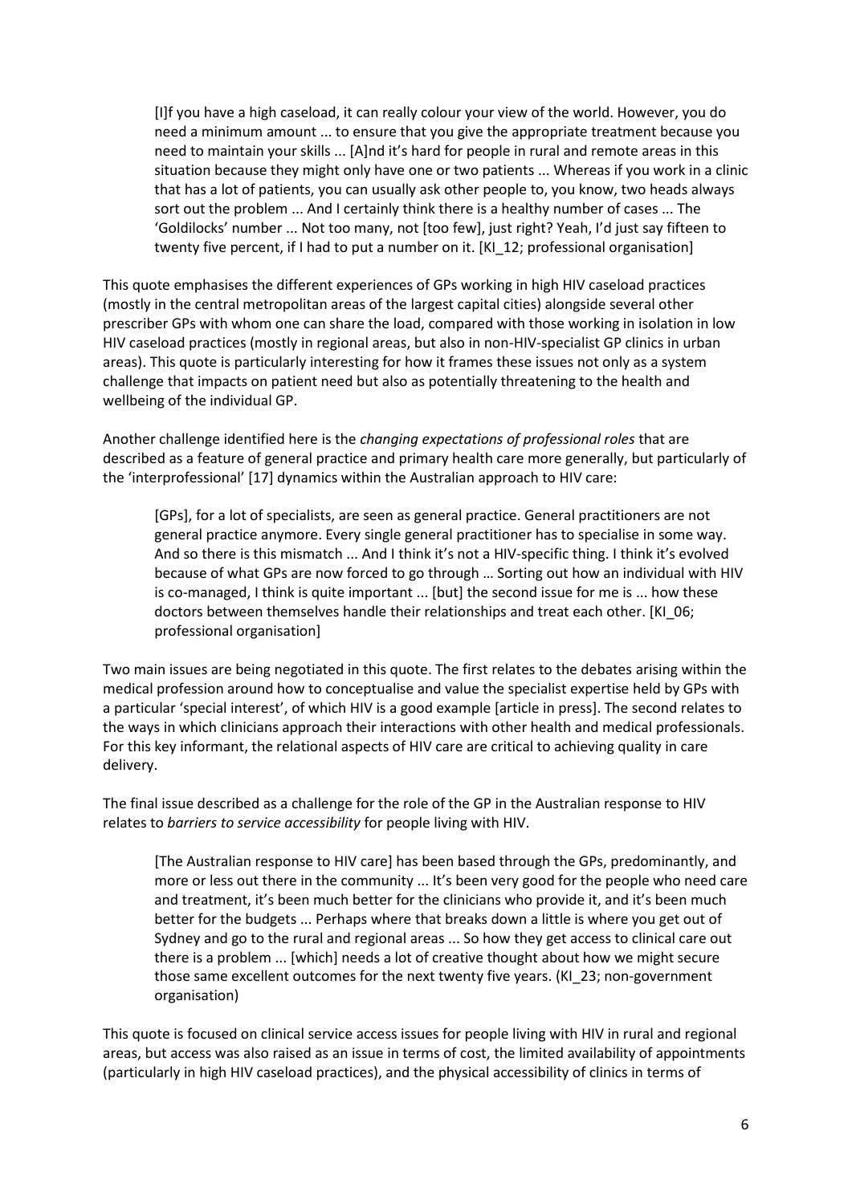> [I]f you have a high caseload, it can really colour your view of the world. However, you do need a minimum amount ... to ensure that you give the appropriate treatment because you need to maintain your skills ... [A]nd it's hard for people in rural and remote areas in this situation because they might only have one or two patients ... Whereas if you work in a clinic that has a lot of patients, you can usually ask other people to, you know, two heads always sort out the problem ... And I certainly think there is a healthy number of cases ... The 'Goldilocks' number ... Not too many, not [too few], just right? Yeah, I'd just say fifteen to twenty five percent, if I had to put a number on it. [KI_12; professional organisation]

This quote emphasises the different experiences of GPs working in high HIV caseload practices (mostly in the central metropolitan areas of the largest capital cities) alongside several other prescriber GPs with whom one can share the load, compared with those working in isolation in low HIV caseload practices (mostly in regional areas, but also in non-HIV-specialist GP clinics in urban areas). This quote is particularly interesting for how it frames these issues not only as a system challenge that impacts on patient need but also as potentially threatening to the health and wellbeing of the individual GP.

Another challenge identified here is the *changing expectations of professional roles* that are described as a feature of general practice and primary health care more generally, but particularly of the 'interprofessional' [17] dynamics within the Australian approach to HIV care:

> [GPs], for a lot of specialists, are seen as general practice. General practitioners are not general practice anymore. Every single general practitioner has to specialise in some way. And so there is this mismatch ... And I think it's not a HIV-specific thing. I think it's evolved because of what GPs are now forced to go through … Sorting out how an individual with HIV is co-managed, I think is quite important ... [but] the second issue for me is ... how these doctors between themselves handle their relationships and treat each other. [KI_06; professional organisation]

Two main issues are being negotiated in this quote. The first relates to the debates arising within the medical profession around how to conceptualise and value the specialist expertise held by GPs with a particular 'special interest', of which HIV is a good example [article in press]. The second relates to the ways in which clinicians approach their interactions with other health and medical professionals. For this key informant, the relational aspects of HIV care are critical to achieving quality in care delivery.

The final issue described as a challenge for the role of the GP in the Australian response to HIV relates to *barriers to service accessibility* for people living with HIV.

> [The Australian response to HIV care] has been based through the GPs, predominantly, and more or less out there in the community ... It's been very good for the people who need care and treatment, it's been much better for the clinicians who provide it, and it's been much better for the budgets ... Perhaps where that breaks down a little is where you get out of Sydney and go to the rural and regional areas ... So how they get access to clinical care out there is a problem ... [which] needs a lot of creative thought about how we might secure those same excellent outcomes for the next twenty five years. (KI_23; non-government organisation)

This quote is focused on clinical service access issues for people living with HIV in rural and regional areas, but access was also raised as an issue in terms of cost, the limited availability of appointments (particularly in high HIV caseload practices), and the physical accessibility of clinics in terms of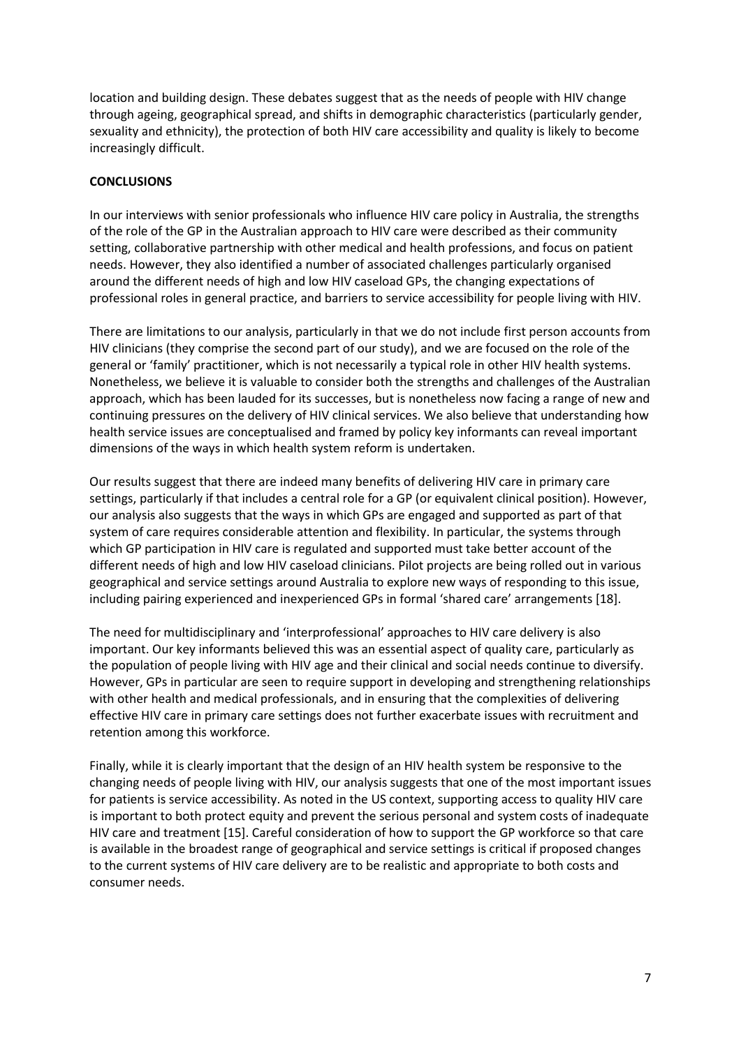location and building design. These debates suggest that as the needs of people with HIV change through ageing, geographical spread, and shifts in demographic characteristics (particularly gender, sexuality and ethnicity), the protection of both HIV care accessibility and quality is likely to become increasingly difficult.

## CONCLUSIONS

In our interviews with senior professionals who influence HIV care policy in Australia, the strengths of the role of the GP in the Australian approach to HIV care were described as their community setting, collaborative partnership with other medical and health professions, and focus on patient needs. However, they also identified a number of associated challenges particularly organised around the different needs of high and low HIV caseload GPs, the changing expectations of professional roles in general practice, and barriers to service accessibility for people living with HIV.

There are limitations to our analysis, particularly in that we do not include first person accounts from HIV clinicians (they comprise the second part of our study), and we are focused on the role of the general or 'family' practitioner, which is not necessarily a typical role in other HIV health systems. Nonetheless, we believe it is valuable to consider both the strengths and challenges of the Australian approach, which has been lauded for its successes, but is nonetheless now facing a range of new and continuing pressures on the delivery of HIV clinical services. We also believe that understanding how health service issues are conceptualised and framed by policy key informants can reveal important dimensions of the ways in which health system reform is undertaken.

Our results suggest that there are indeed many benefits of delivering HIV care in primary care settings, particularly if that includes a central role for a GP (or equivalent clinical position). However, our analysis also suggests that the ways in which GPs are engaged and supported as part of that system of care requires considerable attention and flexibility. In particular, the systems through which GP participation in HIV care is regulated and supported must take better account of the different needs of high and low HIV caseload clinicians. Pilot projects are being rolled out in various geographical and service settings around Australia to explore new ways of responding to this issue, including pairing experienced and inexperienced GPs in formal 'shared care' arrangements [18].

The need for multidisciplinary and 'interprofessional' approaches to HIV care delivery is also important. Our key informants believed this was an essential aspect of quality care, particularly as the population of people living with HIV age and their clinical and social needs continue to diversify. However, GPs in particular are seen to require support in developing and strengthening relationships with other health and medical professionals, and in ensuring that the complexities of delivering effective HIV care in primary care settings does not further exacerbate issues with recruitment and retention among this workforce.

Finally, while it is clearly important that the design of an HIV health system be responsive to the changing needs of people living with HIV, our analysis suggests that one of the most important issues for patients is service accessibility. As noted in the US context, supporting access to quality HIV care is important to both protect equity and prevent the serious personal and system costs of inadequate HIV care and treatment [15]. Careful consideration of how to support the GP workforce so that care is available in the broadest range of geographical and service settings is critical if proposed changes to the current systems of HIV care delivery are to be realistic and appropriate to both costs and consumer needs.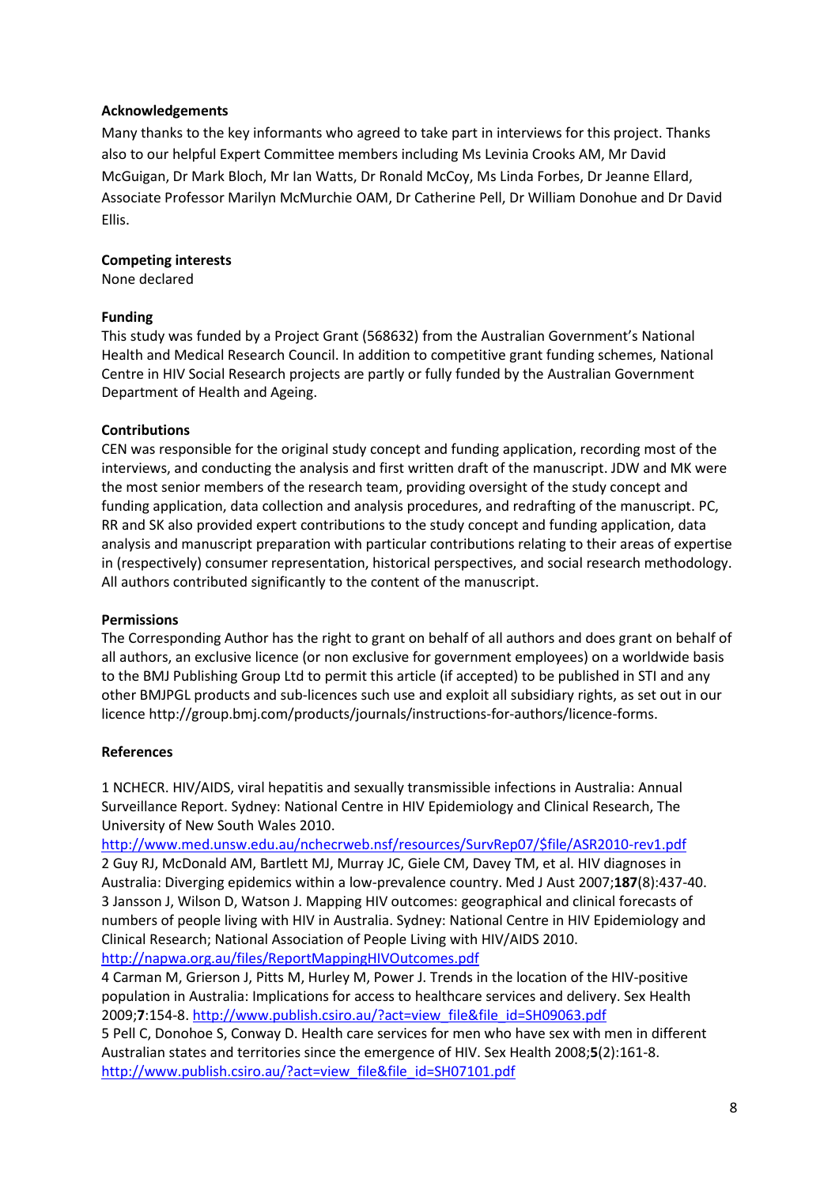**Acknowledgements**

Many thanks to the key informants who agreed to take part in interviews for this project. Thanks also to our helpful Expert Committee members including Ms Levinia Crooks AM, Mr David McGuigan, Dr Mark Bloch, Mr Ian Watts, Dr Ronald McCoy, Ms Linda Forbes, Dr Jeanne Ellard, Associate Professor Marilyn McMurchie OAM, Dr Catherine Pell, Dr William Donohue and Dr David Ellis.

**Competing interests**

None declared

**Funding**

This study was funded by a Project Grant (568632) from the Australian Government's National Health and Medical Research Council. In addition to competitive grant funding schemes, National Centre in HIV Social Research projects are partly or fully funded by the Australian Government Department of Health and Ageing.

**Contributions**

CEN was responsible for the original study concept and funding application, recording most of the interviews, and conducting the analysis and first written draft of the manuscript. JDW and MK were the most senior members of the research team, providing oversight of the study concept and funding application, data collection and analysis procedures, and redrafting of the manuscript. PC, RR and SK also provided expert contributions to the study concept and funding application, data analysis and manuscript preparation with particular contributions relating to their areas of expertise in (respectively) consumer representation, historical perspectives, and social research methodology. All authors contributed significantly to the content of the manuscript.

**Permissions**

The Corresponding Author has the right to grant on behalf of all authors and does grant on behalf of all authors, an exclusive licence (or non exclusive for government employees) on a worldwide basis to the BMJ Publishing Group Ltd to permit this article (if accepted) to be published in STI and any other BMJPGL products and sub-licences such use and exploit all subsidiary rights, as set out in our licence http://group.bmj.com/products/journals/instructions-for-authors/licence-forms.

**References**

1 NCHECR. HIV/AIDS, viral hepatitis and sexually transmissible infections in Australia: Annual Surveillance Report. Sydney: National Centre in HIV Epidemiology and Clinical Research, The University of New South Wales 2010.
http://www.med.unsw.edu.au/nchecrweb.nsf/resources/SurvRep07/$file/ASR2010-rev1.pdf

2 Guy RJ, McDonald AM, Bartlett MJ, Murray JC, Giele CM, Davey TM, et al. HIV diagnoses in Australia: Diverging epidemics within a low-prevalence country. Med J Aust 2007;**187**(8):437-40.

3 Jansson J, Wilson D, Watson J. Mapping HIV outcomes: geographical and clinical forecasts of numbers of people living with HIV in Australia. Sydney: National Centre in HIV Epidemiology and Clinical Research; National Association of People Living with HIV/AIDS 2010.
http://napwa.org.au/files/ReportMappingHIVOutcomes.pdf

4 Carman M, Grierson J, Pitts M, Hurley M, Power J. Trends in the location of the HIV-positive population in Australia: Implications for access to healthcare services and delivery. Sex Health 2009;**7**:154-8. http://www.publish.csiro.au/?act=view_file&file_id=SH09063.pdf

5 Pell C, Donohoe S, Conway D. Health care services for men who have sex with men in different Australian states and territories since the emergence of HIV. Sex Health 2008;**5**(2):161-8.
http://www.publish.csiro.au/?act=view_file&file_id=SH07101.pdf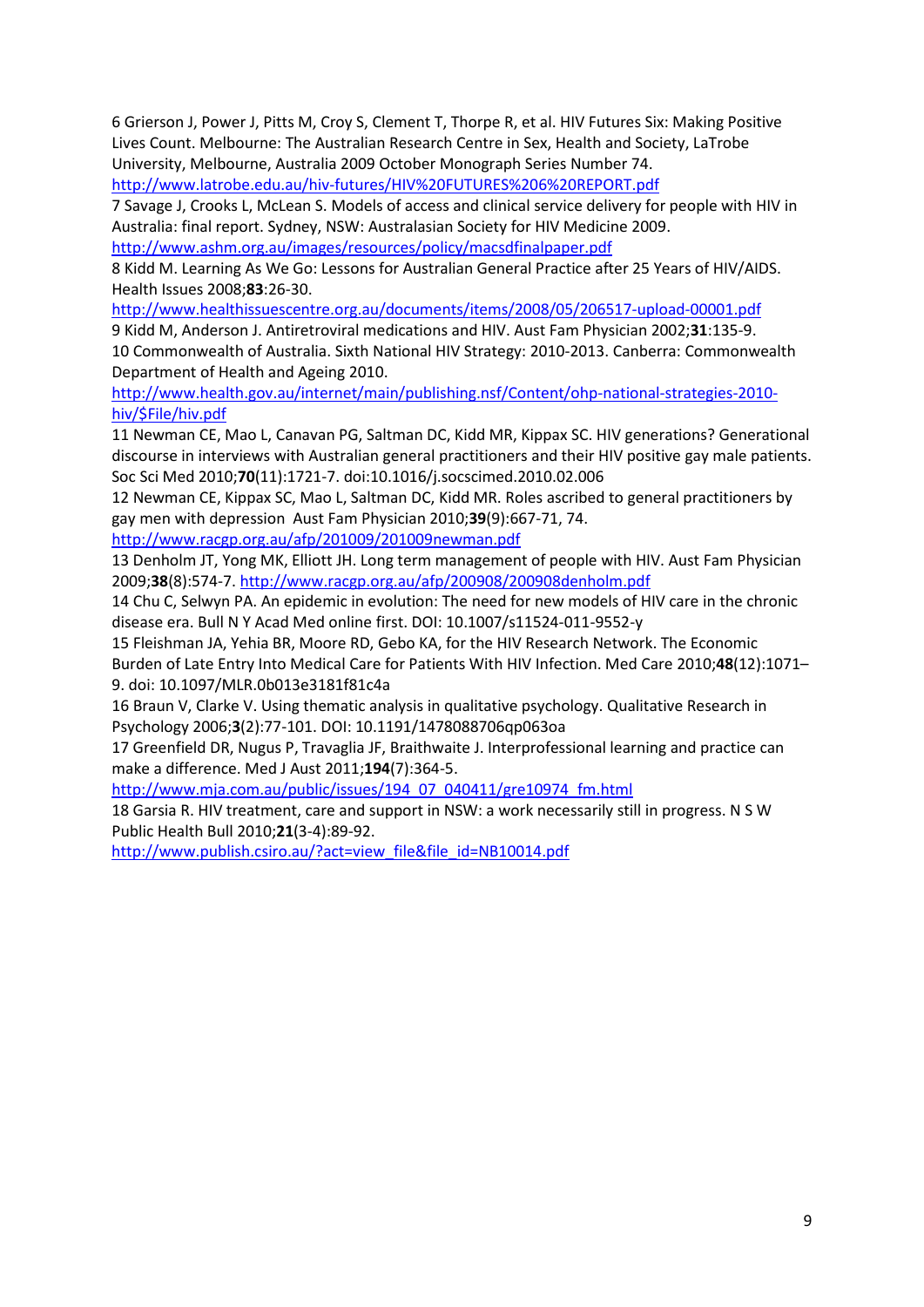6 Grierson J, Power J, Pitts M, Croy S, Clement T, Thorpe R, et al. HIV Futures Six: Making Positive Lives Count. Melbourne: The Australian Research Centre in Sex, Health and Society, LaTrobe University, Melbourne, Australia 2009 October Monograph Series Number 74. http://www.latrobe.edu.au/hiv-futures/HIV%20FUTURES%206%20REPORT.pdf

7 Savage J, Crooks L, McLean S. Models of access and clinical service delivery for people with HIV in Australia: final report. Sydney, NSW: Australasian Society for HIV Medicine 2009. http://www.ashm.org.au/images/resources/policy/macsdfinalpaper.pdf

8 Kidd M. Learning As We Go: Lessons for Australian General Practice after 25 Years of HIV/AIDS. Health Issues 2008;**83**:26-30. http://www.healthissuescentre.org.au/documents/items/2008/05/206517-upload-00001.pdf

9 Kidd M, Anderson J. Antiretroviral medications and HIV. Aust Fam Physician 2002;**31**:135-9.

10 Commonwealth of Australia. Sixth National HIV Strategy: 2010-2013. Canberra: Commonwealth Department of Health and Ageing 2010. http://www.health.gov.au/internet/main/publishing.nsf/Content/ohp-national-strategies-2010-hiv/$File/hiv.pdf

11 Newman CE, Mao L, Canavan PG, Saltman DC, Kidd MR, Kippax SC. HIV generations? Generational discourse in interviews with Australian general practitioners and their HIV positive gay male patients. Soc Sci Med 2010;**70**(11):1721-7. doi:10.1016/j.socscimed.2010.02.006

12 Newman CE, Kippax SC, Mao L, Saltman DC, Kidd MR. Roles ascribed to general practitioners by gay men with depression Aust Fam Physician 2010;**39**(9):667-71, 74. http://www.racgp.org.au/afp/201009/201009newman.pdf

13 Denholm JT, Yong MK, Elliott JH. Long term management of people with HIV. Aust Fam Physician 2009;**38**(8):574-7. http://www.racgp.org.au/afp/200908/200908denholm.pdf

14 Chu C, Selwyn PA. An epidemic in evolution: The need for new models of HIV care in the chronic disease era. Bull N Y Acad Med online first. DOI: 10.1007/s11524-011-9552-y

15 Fleishman JA, Yehia BR, Moore RD, Gebo KA, for the HIV Research Network. The Economic Burden of Late Entry Into Medical Care for Patients With HIV Infection. Med Care 2010;**48**(12):1071–9. doi: 10.1097/MLR.0b013e3181f81c4a

16 Braun V, Clarke V. Using thematic analysis in qualitative psychology. Qualitative Research in Psychology 2006;**3**(2):77-101. DOI: 10.1191/1478088706qp063oa

17 Greenfield DR, Nugus P, Travaglia JF, Braithwaite J. Interprofessional learning and practice can make a difference. Med J Aust 2011;**194**(7):364-5. http://www.mja.com.au/public/issues/194_07_040411/gre10974_fm.html

18 Garsia R. HIV treatment, care and support in NSW: a work necessarily still in progress. N S W Public Health Bull 2010;**21**(3-4):89-92. http://www.publish.csiro.au/?act=view_file&file_id=NB10014.pdf